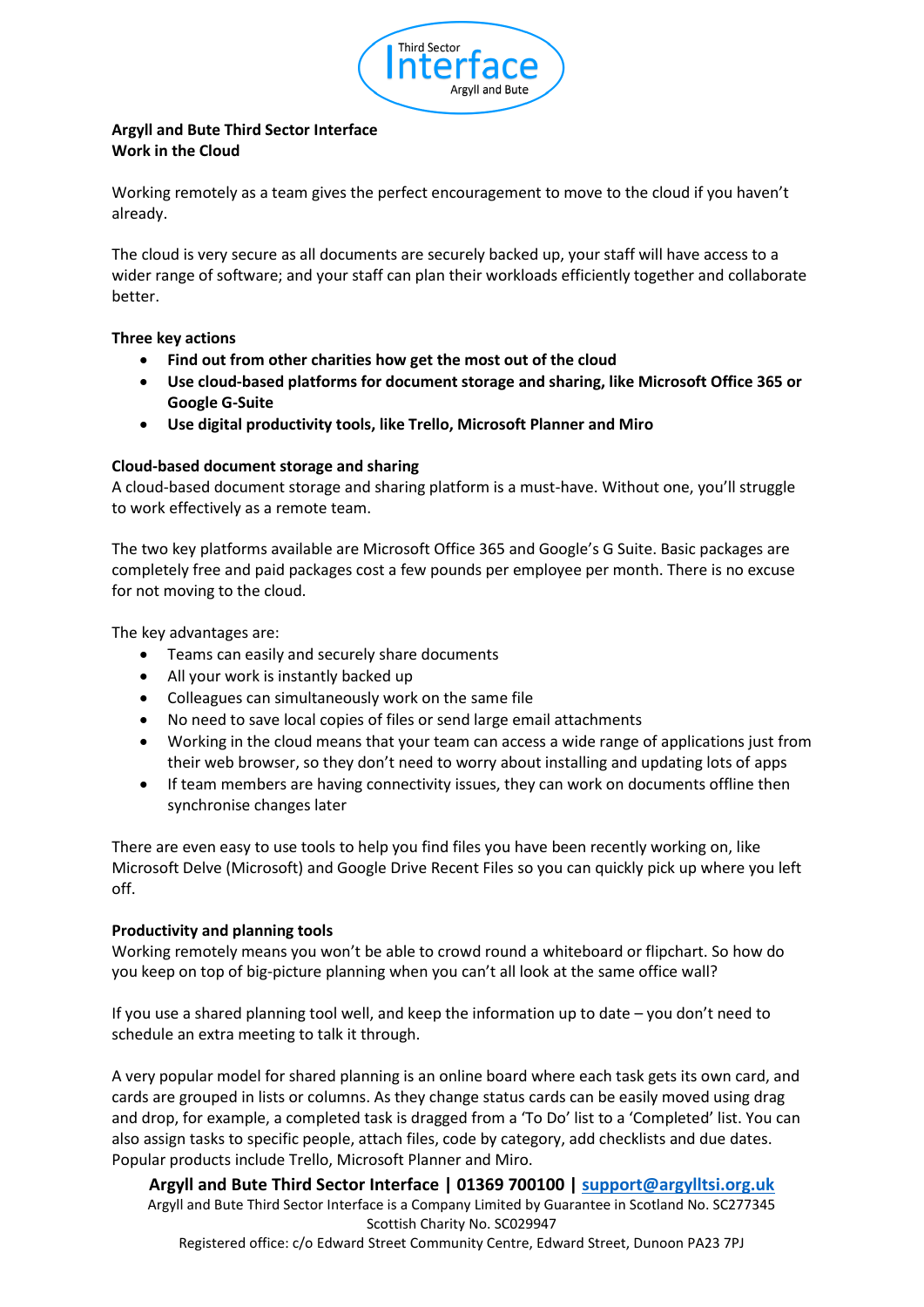**Argyll and Bute Third Sector Interface**
**Work in the Cloud**

Working remotely as a team gives the perfect encouragement to move to the cloud if you haven't already.

The cloud is very secure as all documents are securely backed up, your staff will have access to a wider range of software; and your staff can plan their workloads efficiently together and collaborate better.

**Three key actions**

- **Find out from other charities how get the most out of the cloud**
- **Use cloud-based platforms for document storage and sharing, like Microsoft Office 365 or Google G-Suite**
- **Use digital productivity tools, like Trello, Microsoft Planner and Miro**

**Cloud-based document storage and sharing**

A cloud-based document storage and sharing platform is a must-have. Without one, you'll struggle to work effectively as a remote team.

The two key platforms available are Microsoft Office 365 and Google's G Suite. Basic packages are completely free and paid packages cost a few pounds per employee per month. There is no excuse for not moving to the cloud.

The key advantages are:

- Teams can easily and securely share documents
- All your work is instantly backed up
- Colleagues can simultaneously work on the same file
- No need to save local copies of files or send large email attachments
- Working in the cloud means that your team can access a wide range of applications just from their web browser, so they don't need to worry about installing and updating lots of apps
- If team members are having connectivity issues, they can work on documents offline then synchronise changes later

There are even easy to use tools to help you find files you have been recently working on, like Microsoft Delve (Microsoft) and Google Drive Recent Files so you can quickly pick up where you left off.

**Productivity and planning tools**

Working remotely means you won't be able to crowd round a whiteboard or flipchart. So how do you keep on top of big-picture planning when you can't all look at the same office wall?

If you use a shared planning tool well, and keep the information up to date – you don't need to schedule an extra meeting to talk it through.

A very popular model for shared planning is an online board where each task gets its own card, and cards are grouped in lists or columns. As they change status cards can be easily moved using drag and drop, for example, a completed task is dragged from a 'To Do' list to a 'Completed' list. You can also assign tasks to specific people, attach files, code by category, add checklists and due dates. Popular products include Trello, Microsoft Planner and Miro.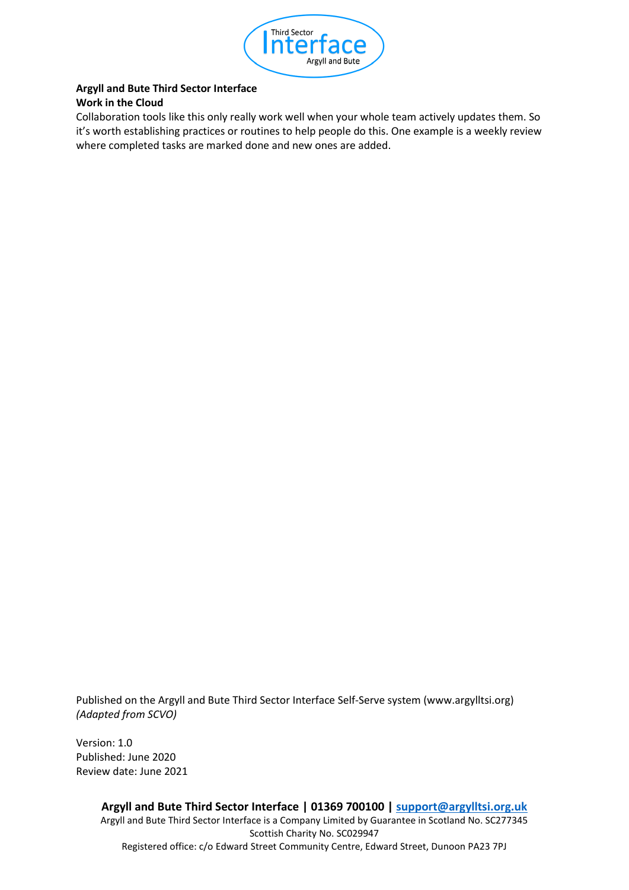**Argyll and Bute Third Sector Interface**
**Work in the Cloud**

Collaboration tools like this only really work well when your whole team actively updates them. So it's worth establishing practices or routines to help people do this. One example is a weekly review where completed tasks are marked done and new ones are added.

Published on the Argyll and Bute Third Sector Interface Self-Serve system (www.argylltsi.org)
*(Adapted from SCVO)*

Version: 1.0
Published: June 2020
Review date: June 2021

**Argyll and Bute Third Sector Interface | 01369 700100 | support@argylltsi.org.uk**
Argyll and Bute Third Sector Interface is a Company Limited by Guarantee in Scotland No. SC277345
Scottish Charity No. SC029947
Registered office: c/o Edward Street Community Centre, Edward Street, Dunoon PA23 7PJ